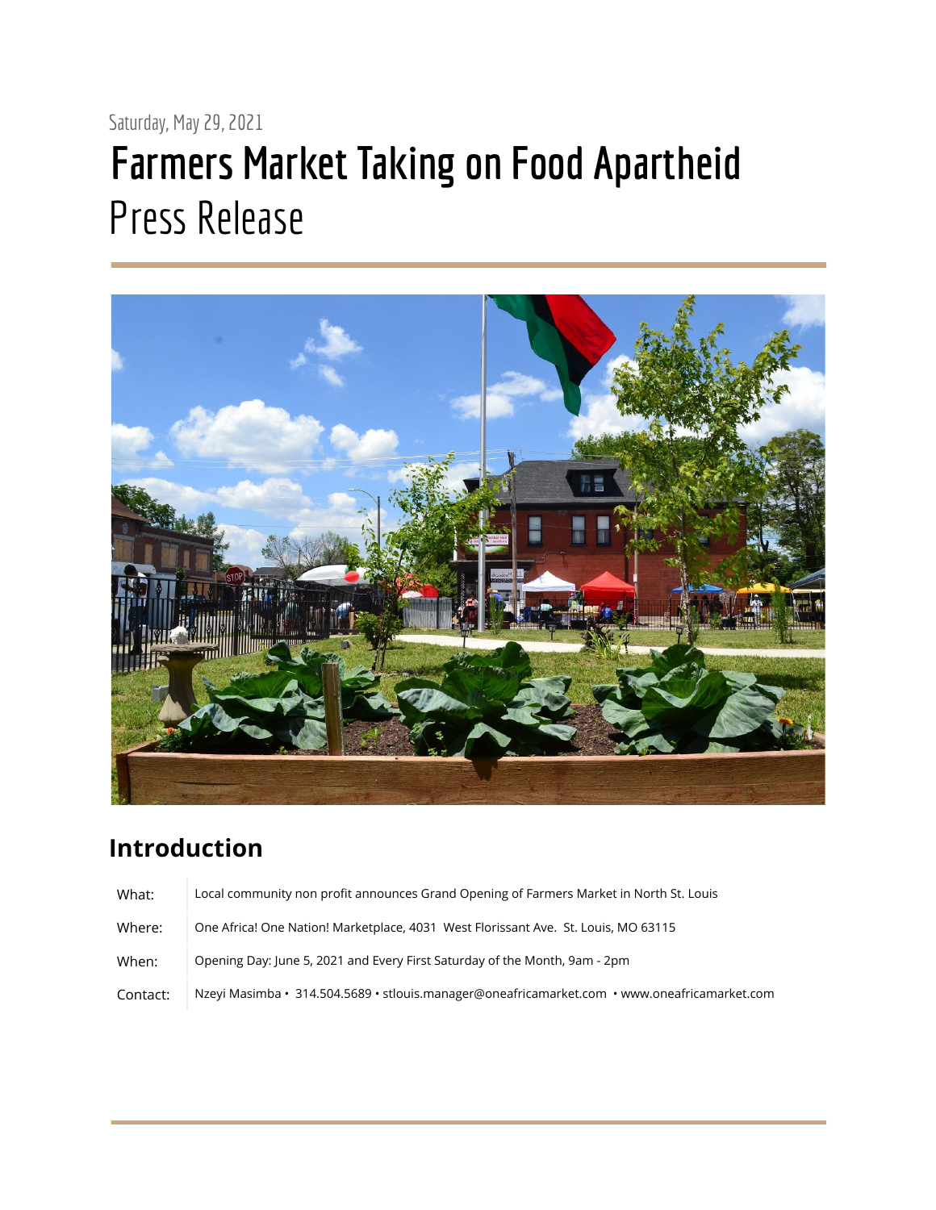Saturday, May 29, 2021

# Farmers Market Taking on Food Apartheid

Press Release

## Introduction

| | |
|---|---|
| What: | Local community non profit announces Grand Opening of Farmers Market in North St. Louis |
| Where: | One Africa! One Nation! Marketplace, 4031 West Florissant Ave. St. Louis, MO 63115 |
| When: | Opening Day: June 5, 2021 and Every First Saturday of the Month, 9am - 2pm |
| Contact: | Nzeyi Masimba • 314.504.5689 • stlouis.manager@oneafricamarket.com • www.oneafricamarket.com |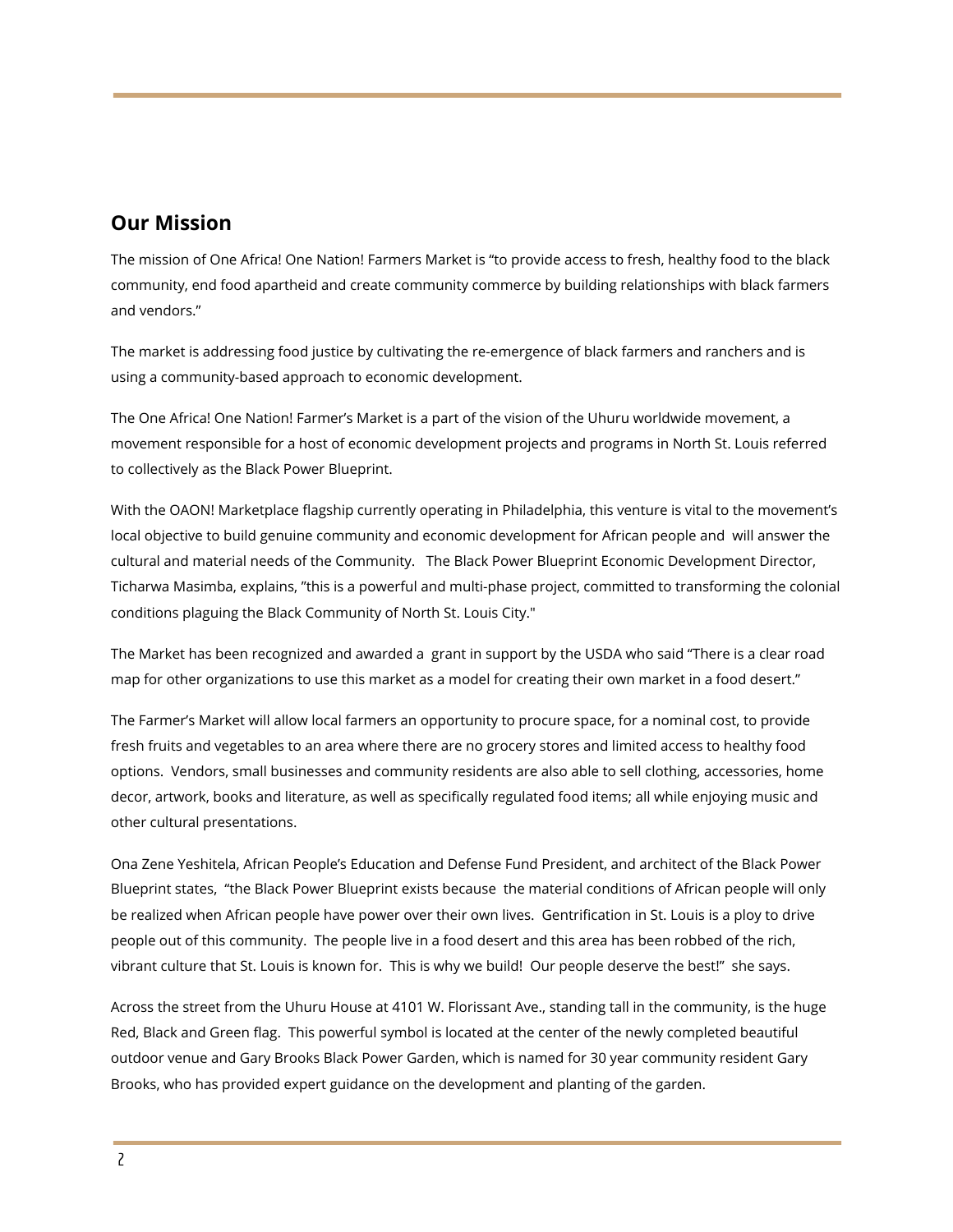## Our Mission

The mission of One Africa! One Nation! Farmers Market is “to provide access to fresh, healthy food to the black community, end food apartheid and create community commerce by building relationships with black farmers and vendors.”

The market is addressing food justice by cultivating the re-emergence of black farmers and ranchers and is using a community-based approach to economic development.

The One Africa! One Nation! Farmer’s Market is a part of the vision of the Uhuru worldwide movement, a movement responsible for a host of economic development projects and programs in North St. Louis referred to collectively as the Black Power Blueprint.

With the OAON! Marketplace flagship currently operating in Philadelphia, this venture is vital to the movement’s local objective to build genuine community and economic development for African people and will answer the cultural and material needs of the Community. The Black Power Blueprint Economic Development Director, Ticharwa Masimba, explains, ”this is a powerful and multi-phase project, committed to transforming the colonial conditions plaguing the Black Community of North St. Louis City."

The Market has been recognized and awarded a grant in support by the USDA who said “There is a clear road map for other organizations to use this market as a model for creating their own market in a food desert.”

The Farmer’s Market will allow local farmers an opportunity to procure space, for a nominal cost, to provide fresh fruits and vegetables to an area where there are no grocery stores and limited access to healthy food options. Vendors, small businesses and community residents are also able to sell clothing, accessories, home decor, artwork, books and literature, as well as specifically regulated food items; all while enjoying music and other cultural presentations.

Ona Zene Yeshitela, African People’s Education and Defense Fund President, and architect of the Black Power Blueprint states, “the Black Power Blueprint exists because the material conditions of African people will only be realized when African people have power over their own lives. Gentrification in St. Louis is a ploy to drive people out of this community. The people live in a food desert and this area has been robbed of the rich, vibrant culture that St. Louis is known for. This is why we build! Our people deserve the best!” she says.

Across the street from the Uhuru House at 4101 W. Florissant Ave., standing tall in the community, is the huge Red, Black and Green flag. This powerful symbol is located at the center of the newly completed beautiful outdoor venue and Gary Brooks Black Power Garden, which is named for 30 year community resident Gary Brooks, who has provided expert guidance on the development and planting of the garden.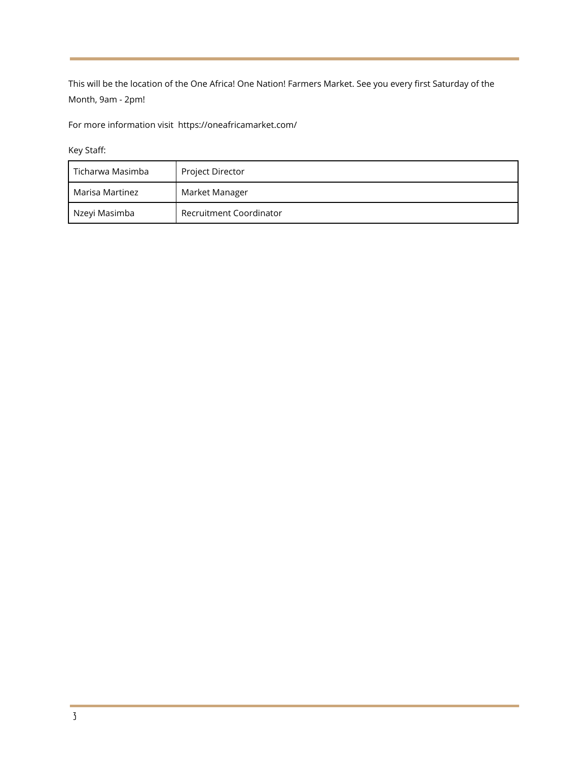This will be the location of the One Africa! One Nation! Farmers Market. See you every first Saturday of the Month, 9am - 2pm!

For more information visit https://oneafricamarket.com/

Key Staff:

| | |
|---|---|
| Ticharwa Masimba | Project Director |
| Marisa Martinez | Market Manager |
| Nzeyi Masimba | Recruitment Coordinator |